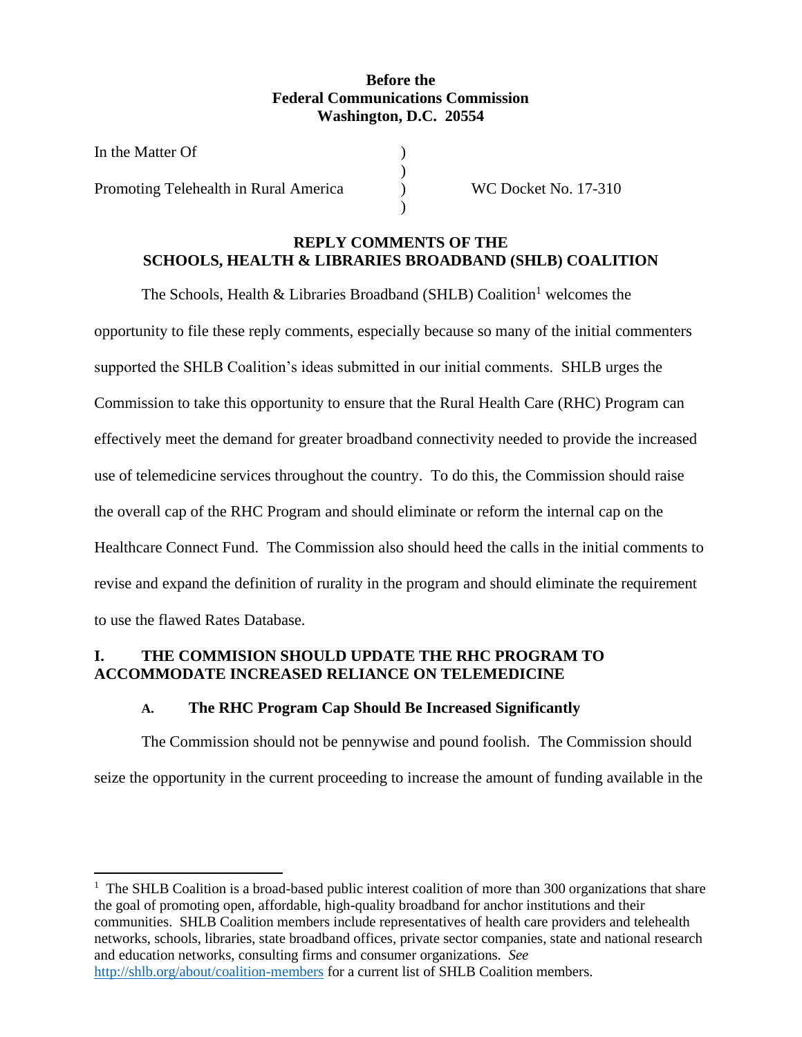**Before the**
**Federal Communications Commission**
**Washington, D.C. 20554**

| | | |
|---|---|---|
| In the Matter Of | ) | |
| | ) | |
| Promoting Telehealth in Rural America | ) | WC Docket No. 17-310 |
| | ) | |

**REPLY COMMENTS OF THE SCHOOLS, HEALTH & LIBRARIES BROADBAND (SHLB) COALITION**

The Schools, Health & Libraries Broadband (SHLB) Coalition[1] welcomes the opportunity to file these reply comments, especially because so many of the initial commenters supported the SHLB Coalition's ideas submitted in our initial comments. SHLB urges the Commission to take this opportunity to ensure that the Rural Health Care (RHC) Program can effectively meet the demand for greater broadband connectivity needed to provide the increased use of telemedicine services throughout the country. To do this, the Commission should raise the overall cap of the RHC Program and should eliminate or reform the internal cap on the Healthcare Connect Fund. The Commission also should heed the calls in the initial comments to revise and expand the definition of rurality in the program and should eliminate the requirement to use the flawed Rates Database.

## I. THE COMMISION SHOULD UPDATE THE RHC PROGRAM TO ACCOMMODATE INCREASED RELIANCE ON TELEMEDICINE

### A. The RHC Program Cap Should Be Increased Significantly

The Commission should not be pennywise and pound foolish. The Commission should seize the opportunity in the current proceeding to increase the amount of funding available in the

[1] The SHLB Coalition is a broad-based public interest coalition of more than 300 organizations that share the goal of promoting open, affordable, high-quality broadband for anchor institutions and their communities. SHLB Coalition members include representatives of health care providers and telehealth networks, schools, libraries, state broadband offices, private sector companies, state and national research and education networks, consulting firms and consumer organizations. *See* http://shlb.org/about/coalition-members for a current list of SHLB Coalition members.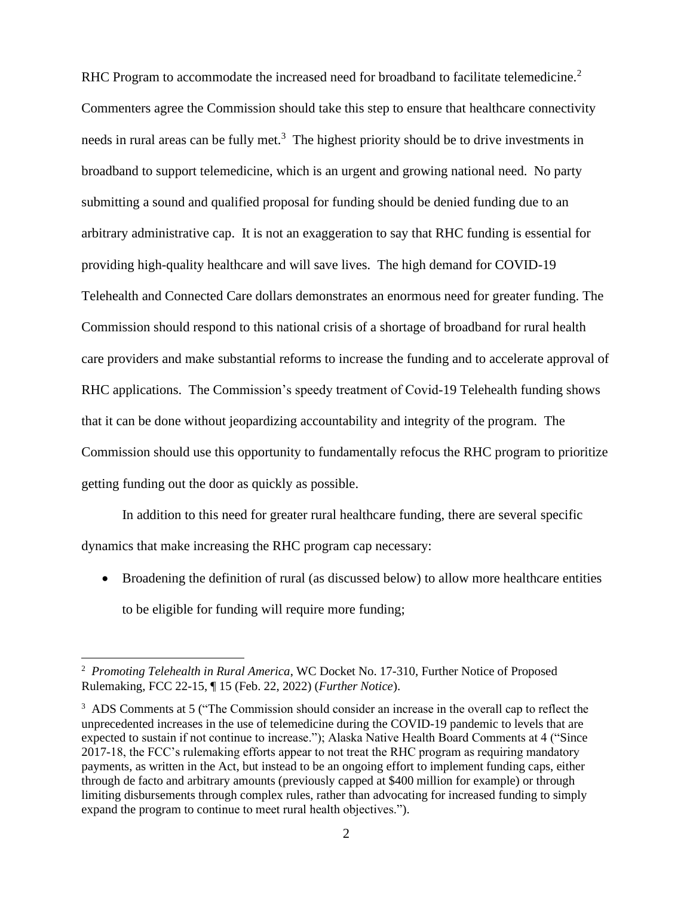RHC Program to accommodate the increased need for broadband to facilitate telemedicine.[2] Commenters agree the Commission should take this step to ensure that healthcare connectivity needs in rural areas can be fully met.[3] The highest priority should be to drive investments in broadband to support telemedicine, which is an urgent and growing national need. No party submitting a sound and qualified proposal for funding should be denied funding due to an arbitrary administrative cap. It is not an exaggeration to say that RHC funding is essential for providing high-quality healthcare and will save lives. The high demand for COVID-19 Telehealth and Connected Care dollars demonstrates an enormous need for greater funding. The Commission should respond to this national crisis of a shortage of broadband for rural health care providers and make substantial reforms to increase the funding and to accelerate approval of RHC applications. The Commission's speedy treatment of Covid-19 Telehealth funding shows that it can be done without jeopardizing accountability and integrity of the program. The Commission should use this opportunity to fundamentally refocus the RHC program to prioritize getting funding out the door as quickly as possible.

In addition to this need for greater rural healthcare funding, there are several specific dynamics that make increasing the RHC program cap necessary:

- Broadening the definition of rural (as discussed below) to allow more healthcare entities to be eligible for funding will require more funding;

---

[2] *Promoting Telehealth in Rural America*, WC Docket No. 17-310, Further Notice of Proposed Rulemaking, FCC 22-15, ¶ 15 (Feb. 22, 2022) (*Further Notice*).

[3] ADS Comments at 5 ("The Commission should consider an increase in the overall cap to reflect the unprecedented increases in the use of telemedicine during the COVID-19 pandemic to levels that are expected to sustain if not continue to increase."); Alaska Native Health Board Comments at 4 ("Since 2017-18, the FCC's rulemaking efforts appear to not treat the RHC program as requiring mandatory payments, as written in the Act, but instead to be an ongoing effort to implement funding caps, either through de facto and arbitrary amounts (previously capped at $400 million for example) or through limiting disbursements through complex rules, rather than advocating for increased funding to simply expand the program to continue to meet rural health objectives.").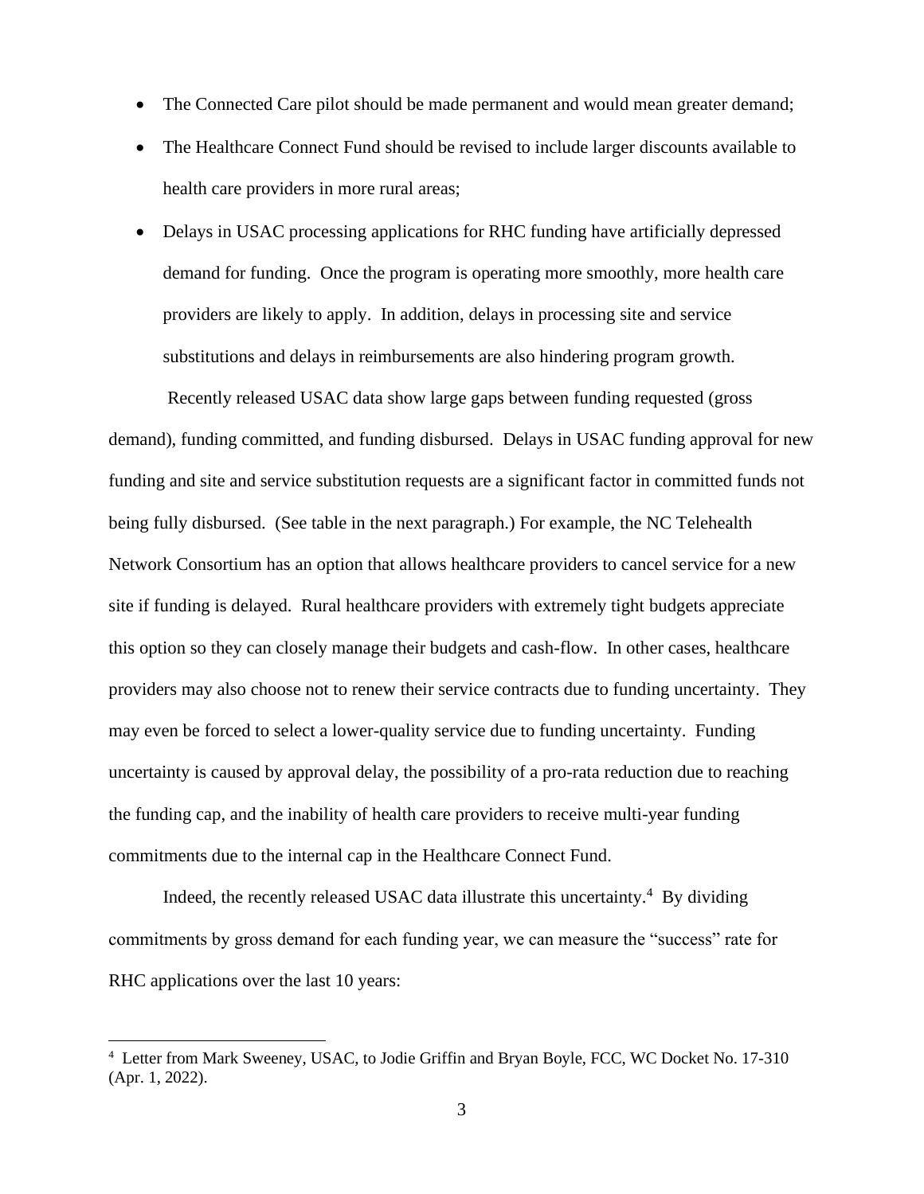- The Connected Care pilot should be made permanent and would mean greater demand;
- The Healthcare Connect Fund should be revised to include larger discounts available to health care providers in more rural areas;
- Delays in USAC processing applications for RHC funding have artificially depressed demand for funding. Once the program is operating more smoothly, more health care providers are likely to apply. In addition, delays in processing site and service substitutions and delays in reimbursements are also hindering program growth.

Recently released USAC data show large gaps between funding requested (gross demand), funding committed, and funding disbursed. Delays in USAC funding approval for new funding and site and service substitution requests are a significant factor in committed funds not being fully disbursed. (See table in the next paragraph.) For example, the NC Telehealth Network Consortium has an option that allows healthcare providers to cancel service for a new site if funding is delayed. Rural healthcare providers with extremely tight budgets appreciate this option so they can closely manage their budgets and cash-flow. In other cases, healthcare providers may also choose not to renew their service contracts due to funding uncertainty. They may even be forced to select a lower-quality service due to funding uncertainty. Funding uncertainty is caused by approval delay, the possibility of a pro-rata reduction due to reaching the funding cap, and the inability of health care providers to receive multi-year funding commitments due to the internal cap in the Healthcare Connect Fund.

Indeed, the recently released USAC data illustrate this uncertainty.[4] By dividing commitments by gross demand for each funding year, we can measure the "success" rate for RHC applications over the last 10 years:

[4] Letter from Mark Sweeney, USAC, to Jodie Griffin and Bryan Boyle, FCC, WC Docket No. 17-310 (Apr. 1, 2022).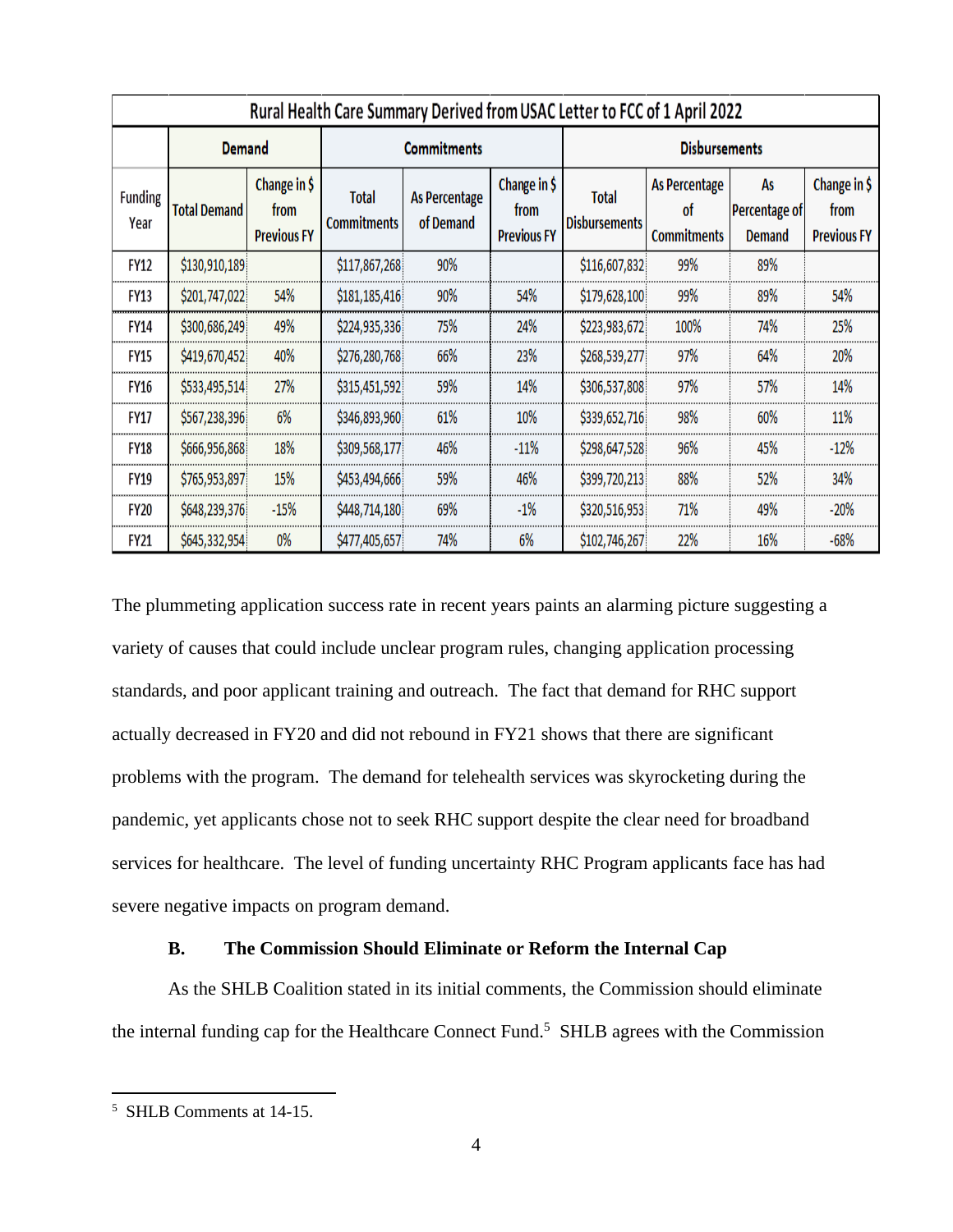| Rural Health Care Summary Derived from USAC Letter to FCC of 1 April 2022 | | | | | | | | | |
|---|---|---|---|---|---|---|---|---|---|
| | Demand | | Commitments | | | Disbursements | | | |
| Funding Year | Total Demand | Change in $ from Previous FY | Total Commitments | As Percentage of Demand | Change in $ from Previous FY | Total Disbursements | As Percentage of Commitments | As Percentage of Demand | Change in $ from Previous FY |
| FY12 | $130,910,189 | | $117,867,268 | 90% | | $116,607,832 | 99% | 89% | |
| FY13 | $201,747,022 | 54% | $181,185,416 | 90% | 54% | $179,628,100 | 99% | 89% | 54% |
| FY14 | $300,686,249 | 49% | $224,935,336 | 75% | 24% | $223,983,672 | 100% | 74% | 25% |
| FY15 | $419,670,452 | 40% | $276,280,768 | 66% | 23% | $268,539,277 | 97% | 64% | 20% |
| FY16 | $533,495,514 | 27% | $315,451,592 | 59% | 14% | $306,537,808 | 97% | 57% | 14% |
| FY17 | $567,238,396 | 6% | $346,893,960 | 61% | 10% | $339,652,716 | 98% | 60% | 11% |
| FY18 | $666,956,868 | 18% | $309,568,177 | 46% | -11% | $298,647,528 | 96% | 45% | -12% |
| FY19 | $765,953,897 | 15% | $453,494,666 | 59% | 46% | $399,720,213 | 88% | 52% | 34% |
| FY20 | $648,239,376 | -15% | $448,714,180 | 69% | -1% | $320,516,953 | 71% | 49% | -20% |
| FY21 | $645,332,954 | 0% | $477,405,657 | 74% | 6% | $102,746,267 | 22% | 16% | -68% |

The plummeting application success rate in recent years paints an alarming picture suggesting a variety of causes that could include unclear program rules, changing application processing standards, and poor applicant training and outreach. The fact that demand for RHC support actually decreased in FY20 and did not rebound in FY21 shows that there are significant problems with the program. The demand for telehealth services was skyrocketing during the pandemic, yet applicants chose not to seek RHC support despite the clear need for broadband services for healthcare. The level of funding uncertainty RHC Program applicants face has had severe negative impacts on program demand.

### B. The Commission Should Eliminate or Reform the Internal Cap

As the SHLB Coalition stated in its initial comments, the Commission should eliminate the internal funding cap for the Healthcare Connect Fund.[5] SHLB agrees with the Commission

[5] SHLB Comments at 14-15.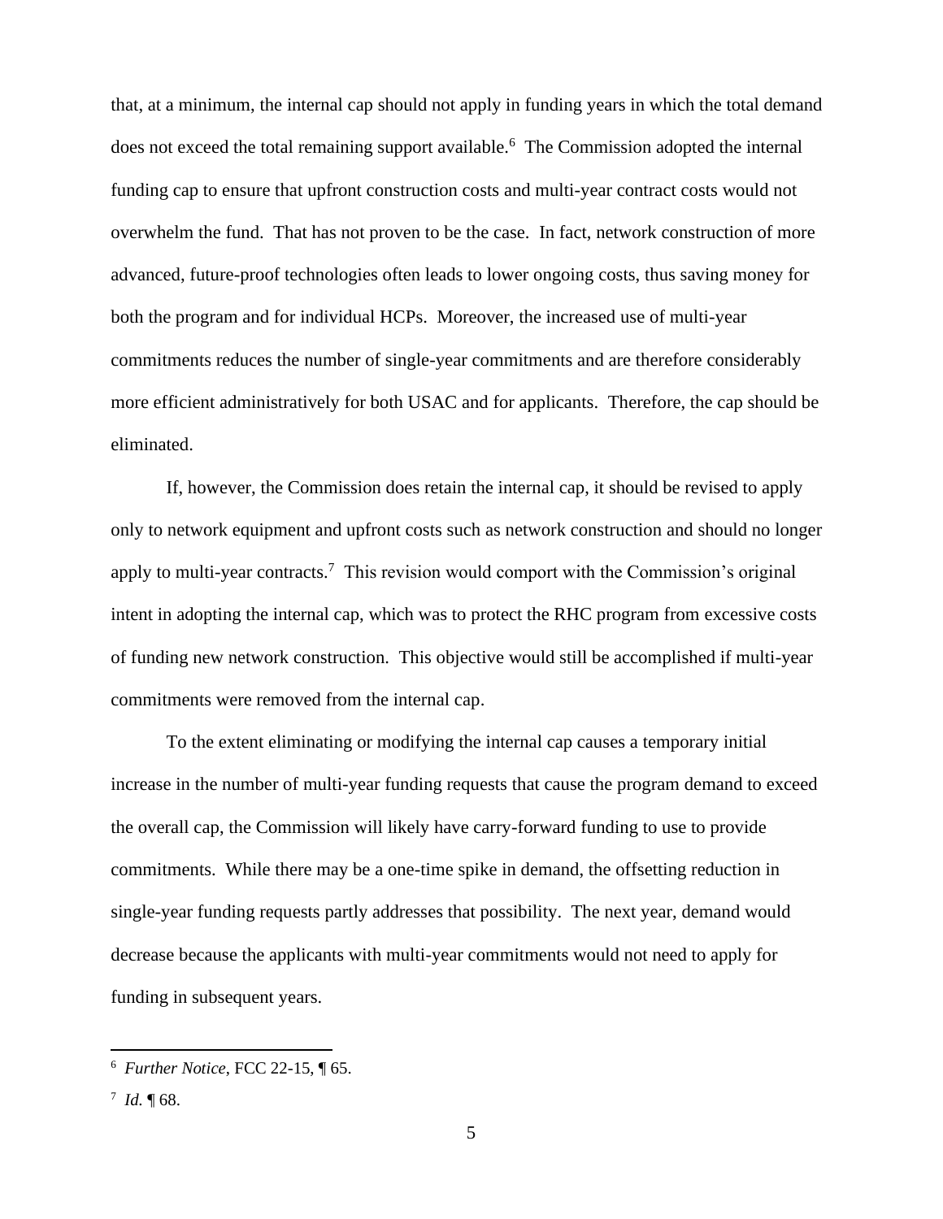that, at a minimum, the internal cap should not apply in funding years in which the total demand does not exceed the total remaining support available.[6] The Commission adopted the internal funding cap to ensure that upfront construction costs and multi-year contract costs would not overwhelm the fund. That has not proven to be the case. In fact, network construction of more advanced, future-proof technologies often leads to lower ongoing costs, thus saving money for both the program and for individual HCPs. Moreover, the increased use of multi-year commitments reduces the number of single-year commitments and are therefore considerably more efficient administratively for both USAC and for applicants. Therefore, the cap should be eliminated.

If, however, the Commission does retain the internal cap, it should be revised to apply only to network equipment and upfront costs such as network construction and should no longer apply to multi-year contracts.[7] This revision would comport with the Commission's original intent in adopting the internal cap, which was to protect the RHC program from excessive costs of funding new network construction. This objective would still be accomplished if multi-year commitments were removed from the internal cap.

To the extent eliminating or modifying the internal cap causes a temporary initial increase in the number of multi-year funding requests that cause the program demand to exceed the overall cap, the Commission will likely have carry-forward funding to use to provide commitments. While there may be a one-time spike in demand, the offsetting reduction in single-year funding requests partly addresses that possibility. The next year, demand would decrease because the applicants with multi-year commitments would not need to apply for funding in subsequent years.

---

[6] *Further Notice*, FCC 22-15, ¶ 65.

[7] *Id.* ¶ 68.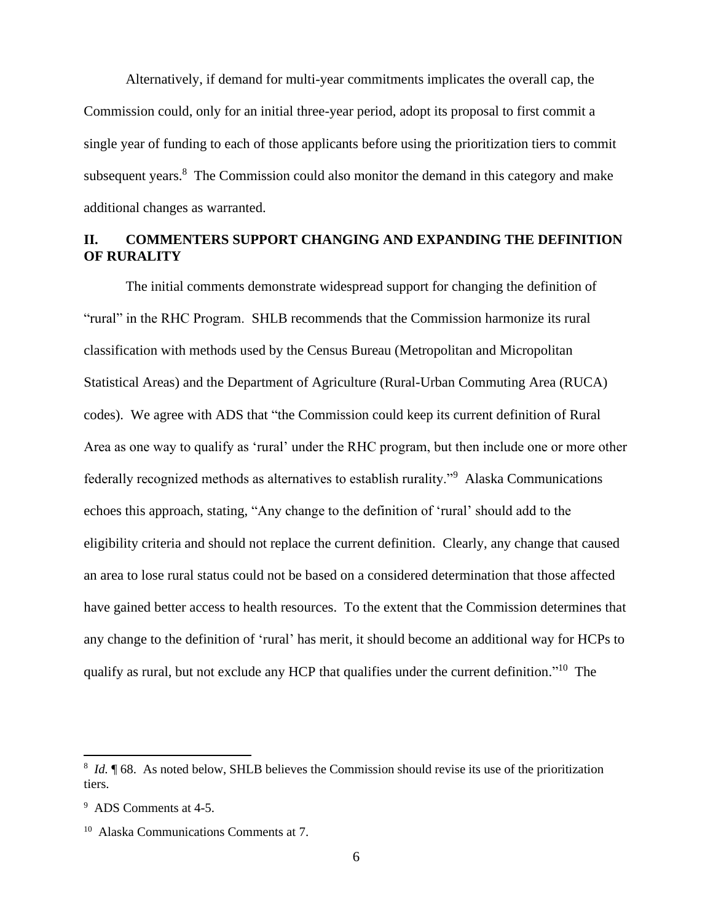Alternatively, if demand for multi-year commitments implicates the overall cap, the Commission could, only for an initial three-year period, adopt its proposal to first commit a single year of funding to each of those applicants before using the prioritization tiers to commit subsequent years.[8] The Commission could also monitor the demand in this category and make additional changes as warranted.

## II. COMMENTERS SUPPORT CHANGING AND EXPANDING THE DEFINITION OF RURALITY

The initial comments demonstrate widespread support for changing the definition of "rural" in the RHC Program. SHLB recommends that the Commission harmonize its rural classification with methods used by the Census Bureau (Metropolitan and Micropolitan Statistical Areas) and the Department of Agriculture (Rural-Urban Commuting Area (RUCA) codes). We agree with ADS that "the Commission could keep its current definition of Rural Area as one way to qualify as 'rural' under the RHC program, but then include one or more other federally recognized methods as alternatives to establish rurality."[9] Alaska Communications echoes this approach, stating, "Any change to the definition of 'rural' should add to the eligibility criteria and should not replace the current definition. Clearly, any change that caused an area to lose rural status could not be based on a considered determination that those affected have gained better access to health resources. To the extent that the Commission determines that any change to the definition of 'rural' has merit, it should become an additional way for HCPs to qualify as rural, but not exclude any HCP that qualifies under the current definition."[10] The

---

[8] *Id.* ¶ 68. As noted below, SHLB believes the Commission should revise its use of the prioritization tiers.

[9] ADS Comments at 4-5.

[10] Alaska Communications Comments at 7.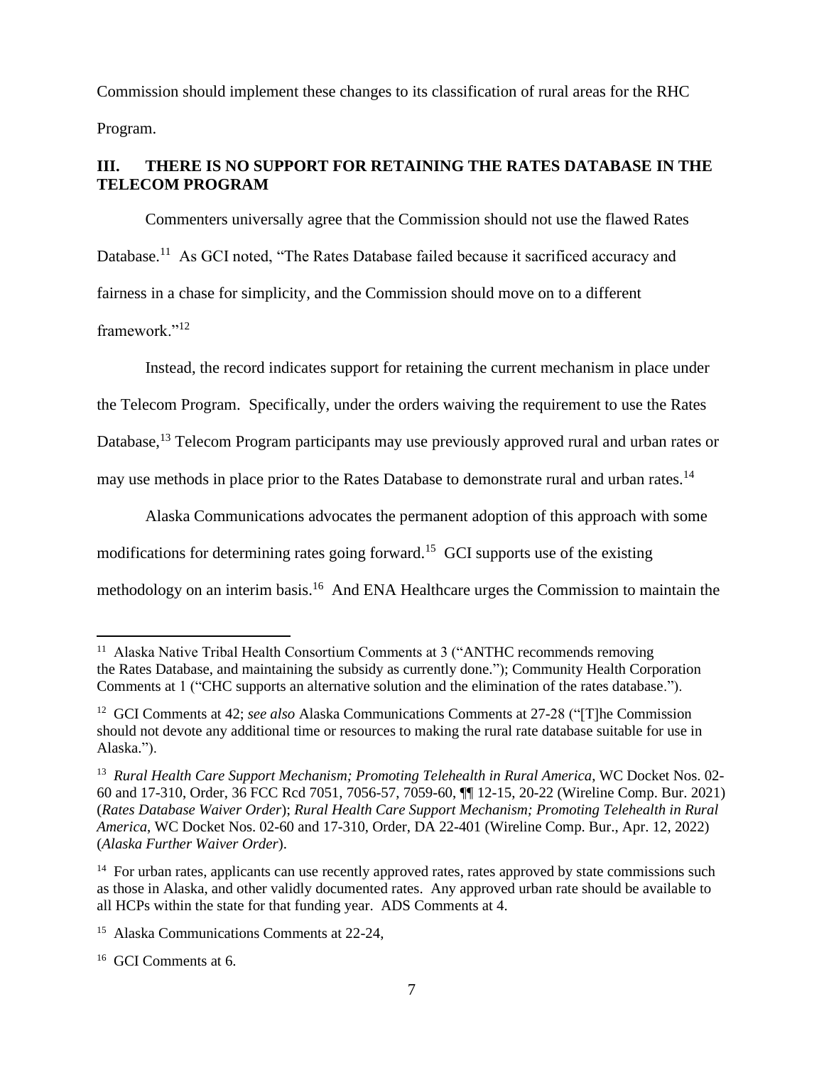Commission should implement these changes to its classification of rural areas for the RHC Program.

## III. THERE IS NO SUPPORT FOR RETAINING THE RATES DATABASE IN THE TELECOM PROGRAM

Commenters universally agree that the Commission should not use the flawed Rates Database.[11] As GCI noted, "The Rates Database failed because it sacrificed accuracy and fairness in a chase for simplicity, and the Commission should move on to a different framework."[12]

Instead, the record indicates support for retaining the current mechanism in place under the Telecom Program. Specifically, under the orders waiving the requirement to use the Rates Database,[13] Telecom Program participants may use previously approved rural and urban rates or may use methods in place prior to the Rates Database to demonstrate rural and urban rates.[14]

Alaska Communications advocates the permanent adoption of this approach with some modifications for determining rates going forward.[15] GCI supports use of the existing methodology on an interim basis.[16] And ENA Healthcare urges the Commission to maintain the

---

[11] Alaska Native Tribal Health Consortium Comments at 3 ("ANTHC recommends removing the Rates Database, and maintaining the subsidy as currently done."); Community Health Corporation Comments at 1 ("CHC supports an alternative solution and the elimination of the rates database.").

[12] GCI Comments at 42; *see also* Alaska Communications Comments at 27-28 ("[T]he Commission should not devote any additional time or resources to making the rural rate database suitable for use in Alaska.").

[13] *Rural Health Care Support Mechanism; Promoting Telehealth in Rural America*, WC Docket Nos. 02-60 and 17-310, Order, 36 FCC Rcd 7051, 7056-57, 7059-60, ¶¶ 12-15, 20-22 (Wireline Comp. Bur. 2021) (*Rates Database Waiver Order*); *Rural Health Care Support Mechanism; Promoting Telehealth in Rural America*, WC Docket Nos. 02-60 and 17-310, Order, DA 22-401 (Wireline Comp. Bur., Apr. 12, 2022) (*Alaska Further Waiver Order*).

[14] For urban rates, applicants can use recently approved rates, rates approved by state commissions such as those in Alaska, and other validly documented rates. Any approved urban rate should be available to all HCPs within the state for that funding year. ADS Comments at 4.

[15] Alaska Communications Comments at 22-24,

[16] GCI Comments at 6.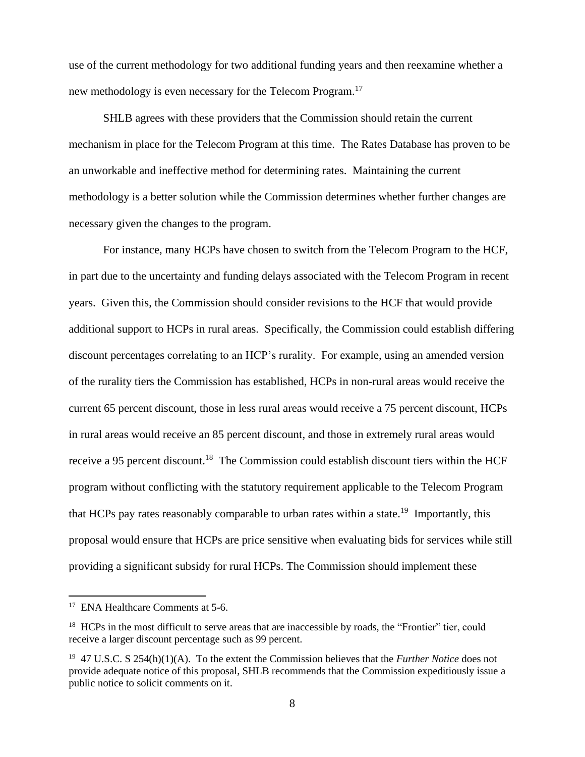use of the current methodology for two additional funding years and then reexamine whether a new methodology is even necessary for the Telecom Program.[17]

SHLB agrees with these providers that the Commission should retain the current mechanism in place for the Telecom Program at this time. The Rates Database has proven to be an unworkable and ineffective method for determining rates. Maintaining the current methodology is a better solution while the Commission determines whether further changes are necessary given the changes to the program.

For instance, many HCPs have chosen to switch from the Telecom Program to the HCF, in part due to the uncertainty and funding delays associated with the Telecom Program in recent years. Given this, the Commission should consider revisions to the HCF that would provide additional support to HCPs in rural areas. Specifically, the Commission could establish differing discount percentages correlating to an HCP's rurality. For example, using an amended version of the rurality tiers the Commission has established, HCPs in non-rural areas would receive the current 65 percent discount, those in less rural areas would receive a 75 percent discount, HCPs in rural areas would receive an 85 percent discount, and those in extremely rural areas would receive a 95 percent discount.[18] The Commission could establish discount tiers within the HCF program without conflicting with the statutory requirement applicable to the Telecom Program that HCPs pay rates reasonably comparable to urban rates within a state.[19] Importantly, this proposal would ensure that HCPs are price sensitive when evaluating bids for services while still providing a significant subsidy for rural HCPs. The Commission should implement these

---

[17] ENA Healthcare Comments at 5-6.

[18] HCPs in the most difficult to serve areas that are inaccessible by roads, the "Frontier" tier, could receive a larger discount percentage such as 99 percent.

[19] 47 U.S.C. S 254(h)(1)(A). To the extent the Commission believes that the *Further Notice* does not provide adequate notice of this proposal, SHLB recommends that the Commission expeditiously issue a public notice to solicit comments on it.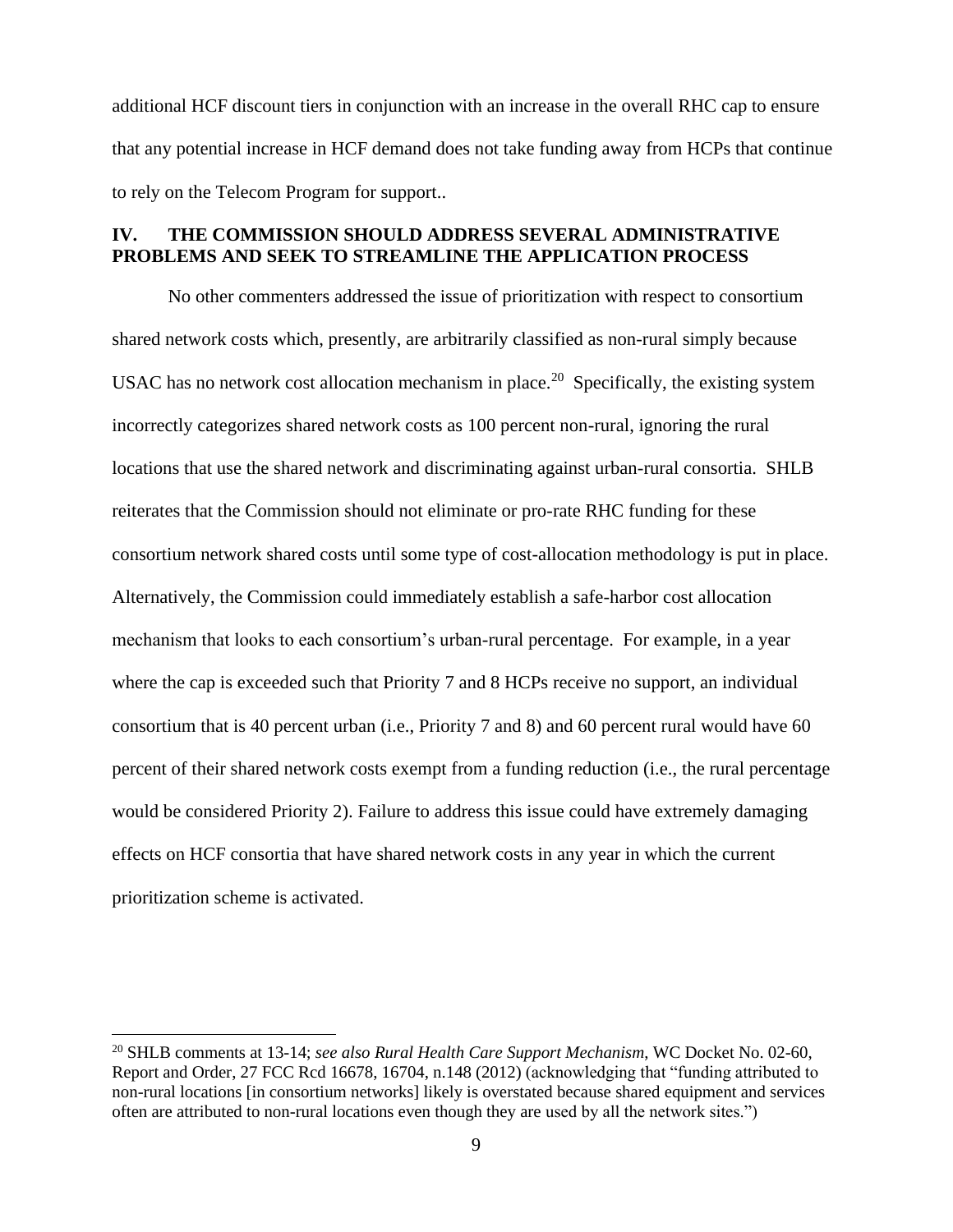additional HCF discount tiers in conjunction with an increase in the overall RHC cap to ensure that any potential increase in HCF demand does not take funding away from HCPs that continue to rely on the Telecom Program for support..

## IV. THE COMMISSION SHOULD ADDRESS SEVERAL ADMINISTRATIVE PROBLEMS AND SEEK TO STREAMLINE THE APPLICATION PROCESS

No other commenters addressed the issue of prioritization with respect to consortium shared network costs which, presently, are arbitrarily classified as non-rural simply because USAC has no network cost allocation mechanism in place.[20] Specifically, the existing system incorrectly categorizes shared network costs as 100 percent non-rural, ignoring the rural locations that use the shared network and discriminating against urban-rural consortia. SHLB reiterates that the Commission should not eliminate or pro-rate RHC funding for these consortium network shared costs until some type of cost-allocation methodology is put in place. Alternatively, the Commission could immediately establish a safe-harbor cost allocation mechanism that looks to each consortium's urban-rural percentage. For example, in a year where the cap is exceeded such that Priority 7 and 8 HCPs receive no support, an individual consortium that is 40 percent urban (i.e., Priority 7 and 8) and 60 percent rural would have 60 percent of their shared network costs exempt from a funding reduction (i.e., the rural percentage would be considered Priority 2). Failure to address this issue could have extremely damaging effects on HCF consortia that have shared network costs in any year in which the current prioritization scheme is activated.

---

[20] SHLB comments at 13-14; *see also Rural Health Care Support Mechanism*, WC Docket No. 02-60, Report and Order, 27 FCC Rcd 16678, 16704, n.148 (2012) (acknowledging that "funding attributed to non-rural locations [in consortium networks] likely is overstated because shared equipment and services often are attributed to non-rural locations even though they are used by all the network sites.")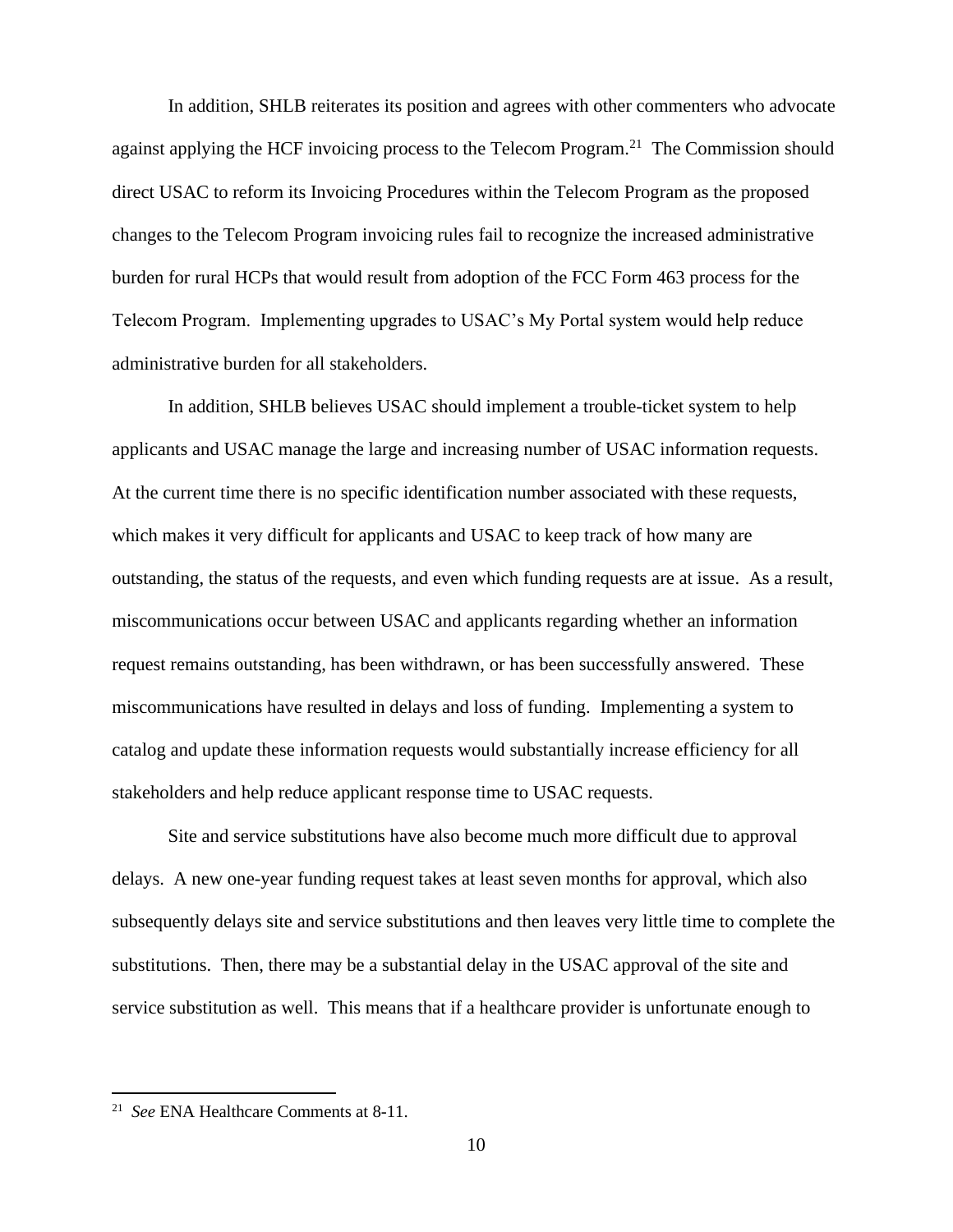In addition, SHLB reiterates its position and agrees with other commenters who advocate against applying the HCF invoicing process to the Telecom Program.[21] The Commission should direct USAC to reform its Invoicing Procedures within the Telecom Program as the proposed changes to the Telecom Program invoicing rules fail to recognize the increased administrative burden for rural HCPs that would result from adoption of the FCC Form 463 process for the Telecom Program. Implementing upgrades to USAC's My Portal system would help reduce administrative burden for all stakeholders.

In addition, SHLB believes USAC should implement a trouble-ticket system to help applicants and USAC manage the large and increasing number of USAC information requests. At the current time there is no specific identification number associated with these requests, which makes it very difficult for applicants and USAC to keep track of how many are outstanding, the status of the requests, and even which funding requests are at issue. As a result, miscommunications occur between USAC and applicants regarding whether an information request remains outstanding, has been withdrawn, or has been successfully answered. These miscommunications have resulted in delays and loss of funding. Implementing a system to catalog and update these information requests would substantially increase efficiency for all stakeholders and help reduce applicant response time to USAC requests.

Site and service substitutions have also become much more difficult due to approval delays. A new one-year funding request takes at least seven months for approval, which also subsequently delays site and service substitutions and then leaves very little time to complete the substitutions. Then, there may be a substantial delay in the USAC approval of the site and service substitution as well. This means that if a healthcare provider is unfortunate enough to

---

[21] *See* ENA Healthcare Comments at 8-11.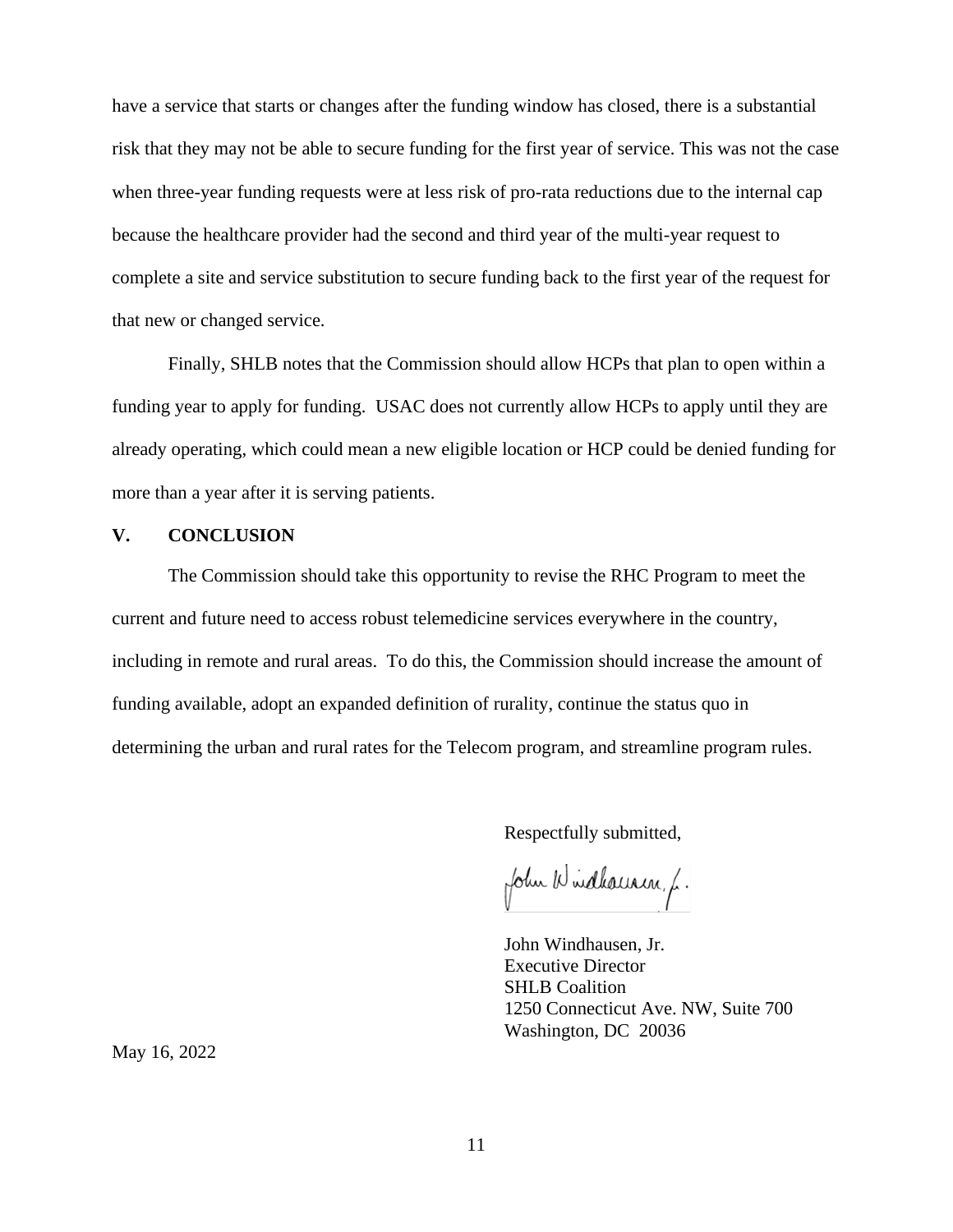have a service that starts or changes after the funding window has closed, there is a substantial risk that they may not be able to secure funding for the first year of service. This was not the case when three-year funding requests were at less risk of pro-rata reductions due to the internal cap because the healthcare provider had the second and third year of the multi-year request to complete a site and service substitution to secure funding back to the first year of the request for that new or changed service.

Finally, SHLB notes that the Commission should allow HCPs that plan to open within a funding year to apply for funding. USAC does not currently allow HCPs to apply until they are already operating, which could mean a new eligible location or HCP could be denied funding for more than a year after it is serving patients.

## V. CONCLUSION

The Commission should take this opportunity to revise the RHC Program to meet the current and future need to access robust telemedicine services everywhere in the country, including in remote and rural areas. To do this, the Commission should increase the amount of funding available, adopt an expanded definition of rurality, continue the status quo in determining the urban and rural rates for the Telecom program, and streamline program rules.

Respectfully submitted,

John Windhausen, Jr.
Executive Director
SHLB Coalition
1250 Connecticut Ave. NW, Suite 700
Washington, DC 20036

May 16, 2022